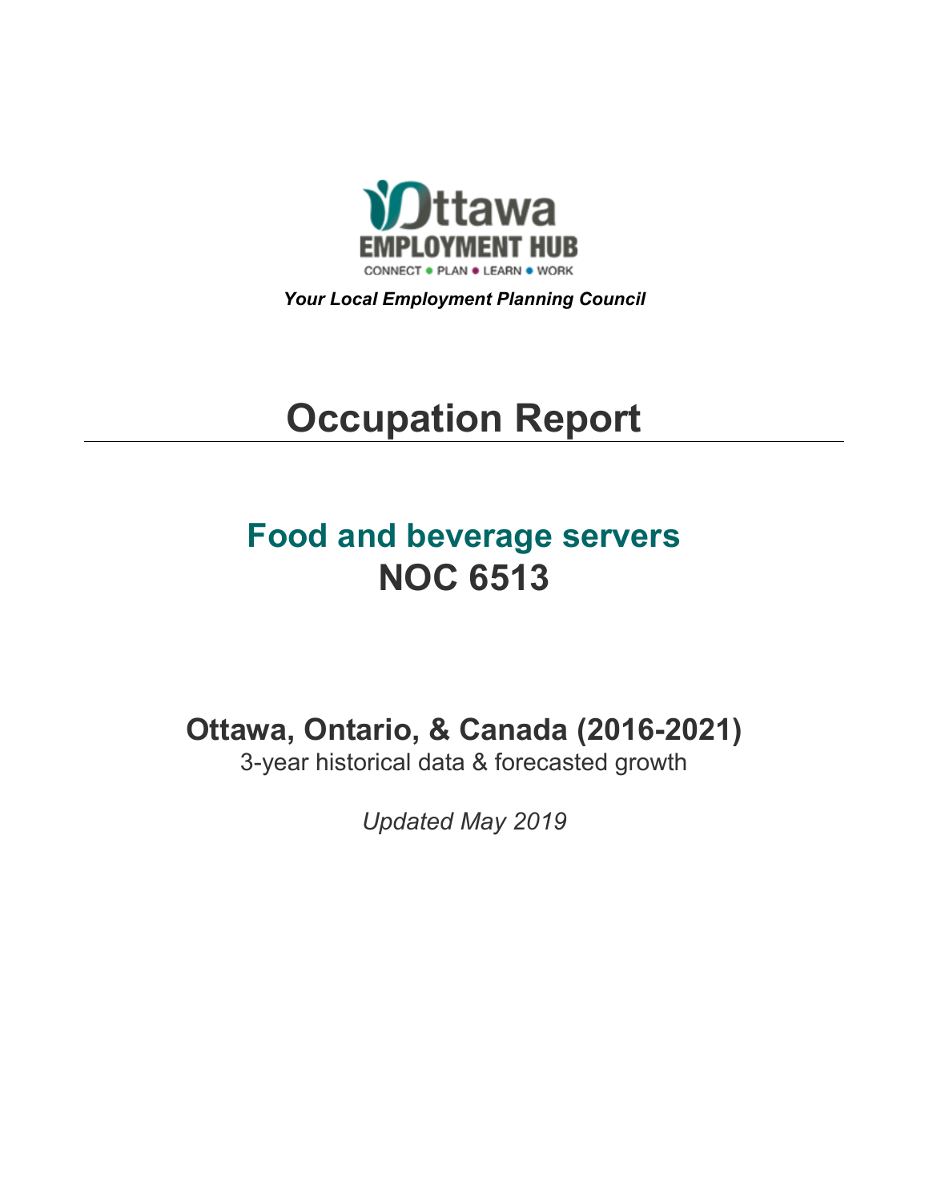Ottawa EMPLOYMENT HUB

CONNECT • PLAN • LEARN • WORK

***Your Local Employment Planning Council***

# Occupation Report

## Food and beverage servers
## NOC 6513

### Ottawa, Ontario, & Canada (2016-2021)

3-year historical data & forecasted growth

*Updated May 2019*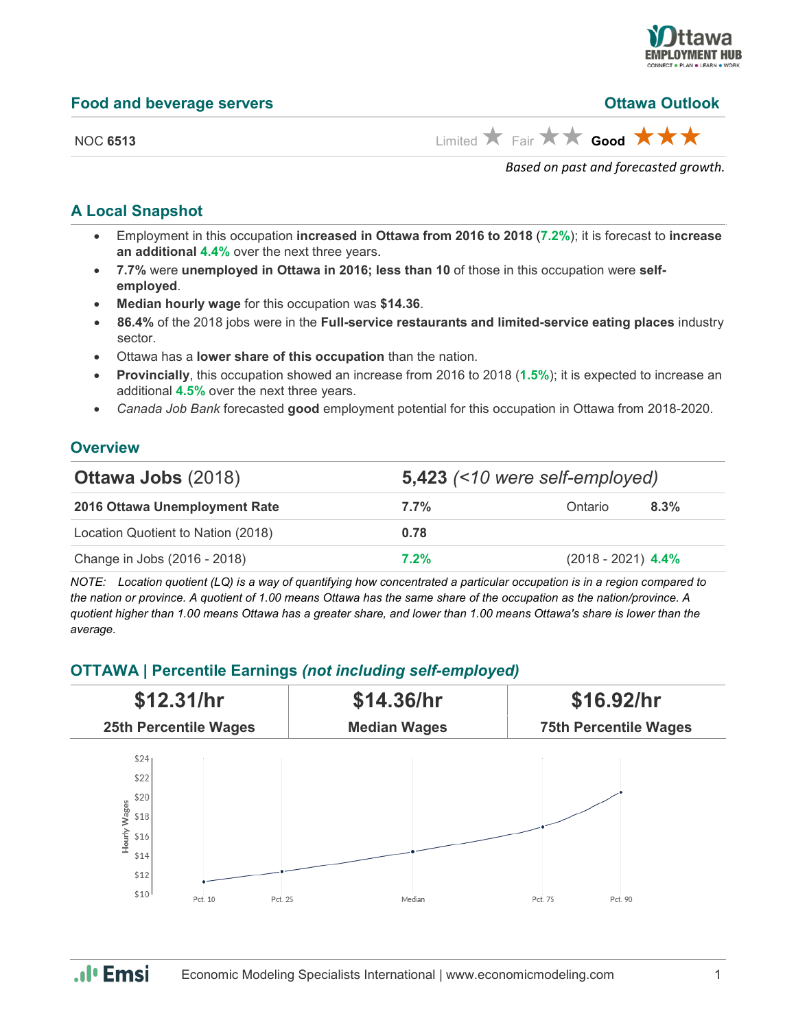## Food and beverage servers

**Ottawa Outlook**

NOC **6513**

Limited ★ Fair ★★ **Good ★★★**

*Based on past and forecasted growth.*

### A Local Snapshot

- Employment in this occupation **increased in Ottawa from 2016 to 2018** (**7.2%**); it is forecast to **increase an additional 4.4%** over the next three years.
- **7.7%** were **unemployed in Ottawa in 2016; less than 10** of those in this occupation were **self-employed**.
- **Median hourly wage** for this occupation was **$14.36**.
- **86.4%** of the 2018 jobs were in the **Full-service restaurants and limited-service eating places** industry sector.
- Ottawa has a **lower share of this occupation** than the nation.
- **Provincially**, this occupation showed an increase from 2016 to 2018 (**1.5%**); it is expected to increase an additional **4.5%** over the next three years.
- *Canada Job Bank* forecasted **good** employment potential for this occupation in Ottawa from 2018-2020.

### Overview

| **Ottawa Jobs** (2018) | **5,423** *(<10 were self-employed)* | | |
|---|---|---|---|
| **2016 Ottawa Unemployment Rate** | **7.7%** | Ontario | **8.3%** |
| Location Quotient to Nation (2018) | **0.78** | | |
| Change in Jobs (2016 - 2018) | **7.2%** | (2018 - 2021) | **4.4%** |

*NOTE: Location quotient (LQ) is a way of quantifying how concentrated a particular occupation is in a region compared to the nation or province. A quotient of 1.00 means Ottawa has the same share of the occupation as the nation/province. A quotient higher than 1.00 means Ottawa has a greater share, and lower than 1.00 means Ottawa's share is lower than the average.*

### OTTAWA | Percentile Earnings *(not including self-employed)*

| **$12.31/hr** | **$14.36/hr** | **$16.92/hr** |
|---|---|---|
| **25th Percentile Wages** | **Median Wages** | **75th Percentile Wages** |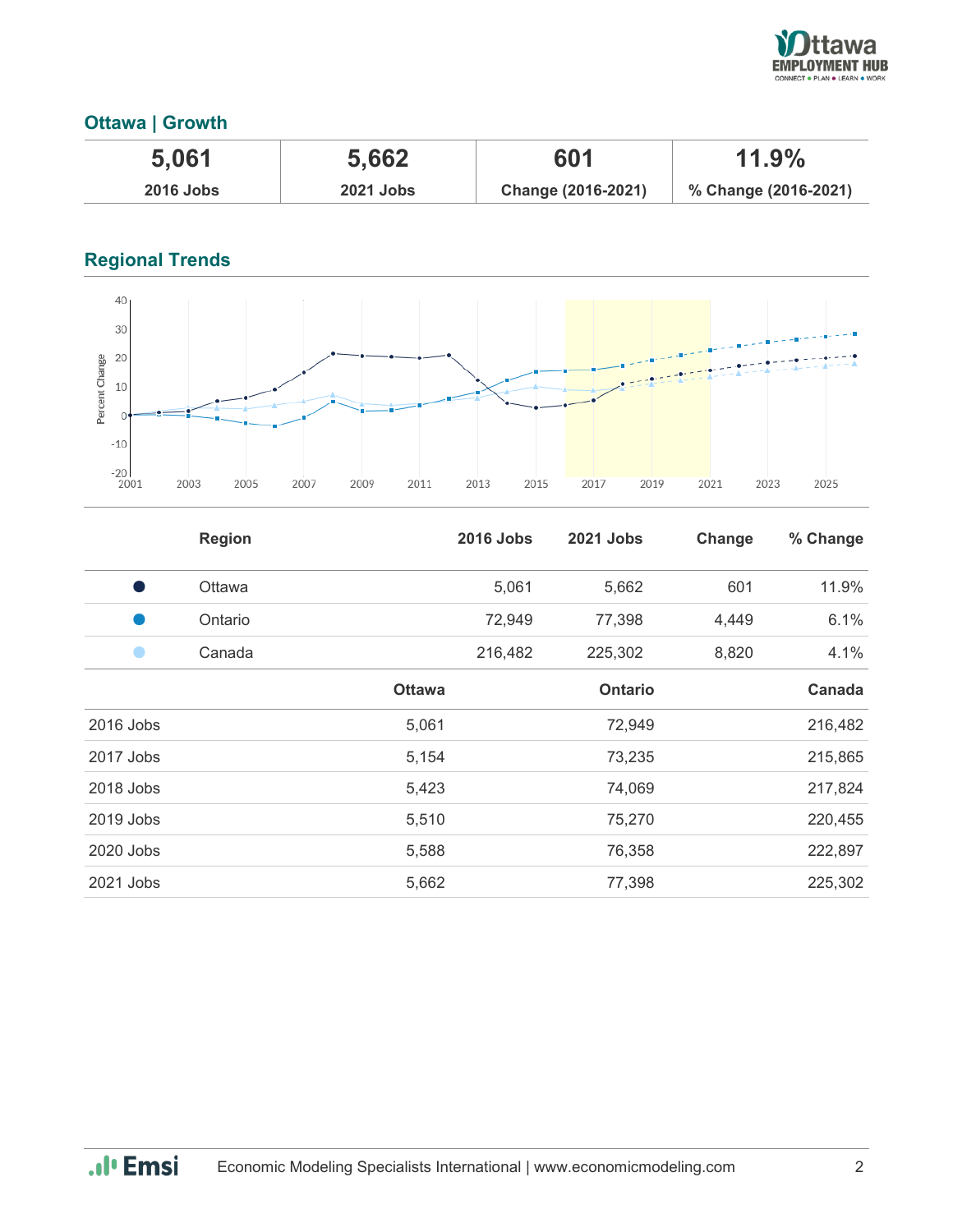## Ottawa | Growth

| 5,061 | 5,662 | 601 | 11.9% |
|---|---|---|---|
| 2016 Jobs | 2021 Jobs | Change (2016-2021) | % Change (2016-2021) |

## Regional Trends

| | Region | 2016 Jobs | 2021 Jobs | Change | % Change |
|---|---|---|---|---|---|
| ● | Ottawa | 5,061 | 5,662 | 601 | 11.9% |
| ● | Ontario | 72,949 | 77,398 | 4,449 | 6.1% |
| ● | Canada | 216,482 | 225,302 | 8,820 | 4.1% |

| | Ottawa | Ontario | Canada |
|---|---|---|---|
| 2016 Jobs | 5,061 | 72,949 | 216,482 |
| 2017 Jobs | 5,154 | 73,235 | 215,865 |
| 2018 Jobs | 5,423 | 74,069 | 217,824 |
| 2019 Jobs | 5,510 | 75,270 | 220,455 |
| 2020 Jobs | 5,588 | 76,358 | 222,897 |
| 2021 Jobs | 5,662 | 77,398 | 225,302 |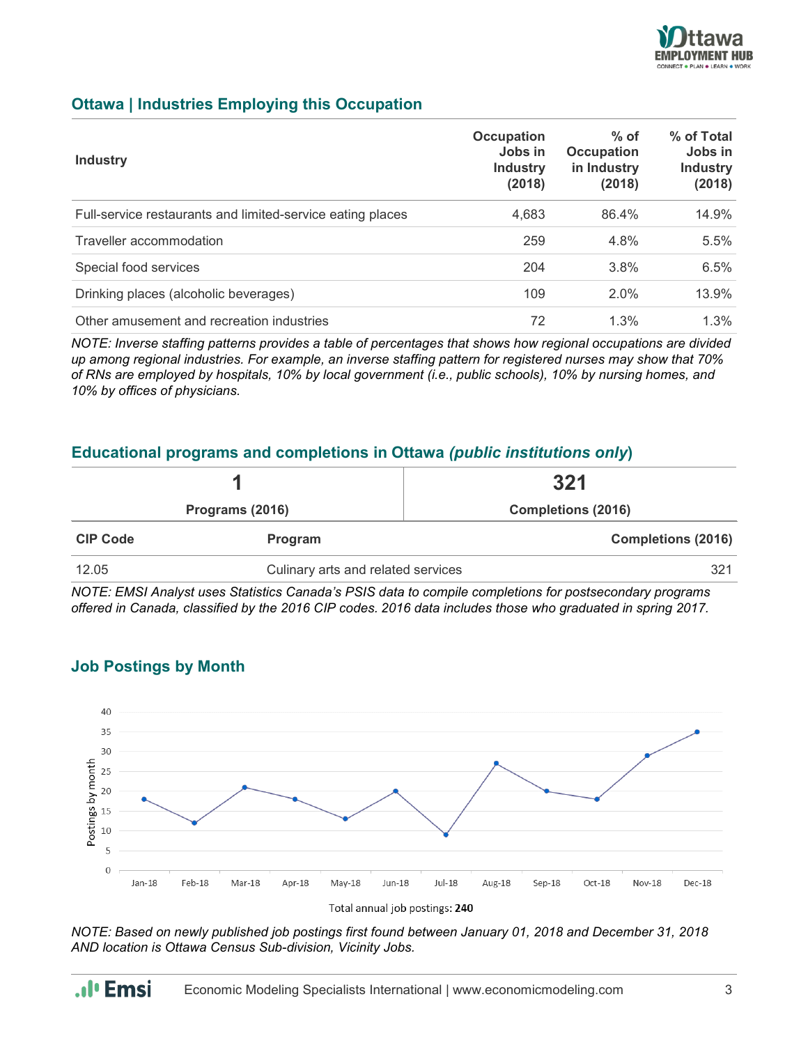## Ottawa | Industries Employing this Occupation

| Industry | Occupation Jobs in Industry (2018) | % of Occupation in Industry (2018) | % of Total Jobs in Industry (2018) |
|---|---|---|---|
| Full-service restaurants and limited-service eating places | 4,683 | 86.4% | 14.9% |
| Traveller accommodation | 259 | 4.8% | 5.5% |
| Special food services | 204 | 3.8% | 6.5% |
| Drinking places (alcoholic beverages) | 109 | 2.0% | 13.9% |
| Other amusement and recreation industries | 72 | 1.3% | 1.3% |

*NOTE: Inverse staffing patterns provides a table of percentages that shows how regional occupations are divided up among regional industries. For example, an inverse staffing pattern for registered nurses may show that 70% of RNs are employed by hospitals, 10% by local government (i.e., public schools), 10% by nursing homes, and 10% by offices of physicians.*

## Educational programs and completions in Ottawa *(public institutions only)*

| 1 | 321 |
|---|---|
| Programs (2016) | Completions (2016) |

| CIP Code | Program | Completions (2016) |
|---|---|---|
| 12.05 | Culinary arts and related services | 321 |

*NOTE: EMSI Analyst uses Statistics Canada's PSIS data to compile completions for postsecondary programs offered in Canada, classified by the 2016 CIP codes. 2016 data includes those who graduated in spring 2017.*

## Job Postings by Month

| Month | Postings by month |
|---|---|
| Jan-18 | 18 |
| Feb-18 | 12 |
| Mar-18 | 21 |
| Apr-18 | 18 |
| May-18 | 13 |
| Jun-18 | 20 |
| Jul-18 | 9 |
| Aug-18 | 27 |
| Sep-18 | 20 |
| Oct-18 | 18 |
| Nov-18 | 29 |
| Dec-18 | 35 |

Total annual job postings: **240**

*NOTE: Based on newly published job postings first found between January 01, 2018 and December 31, 2018 AND location is Ottawa Census Sub-division, Vicinity Jobs.*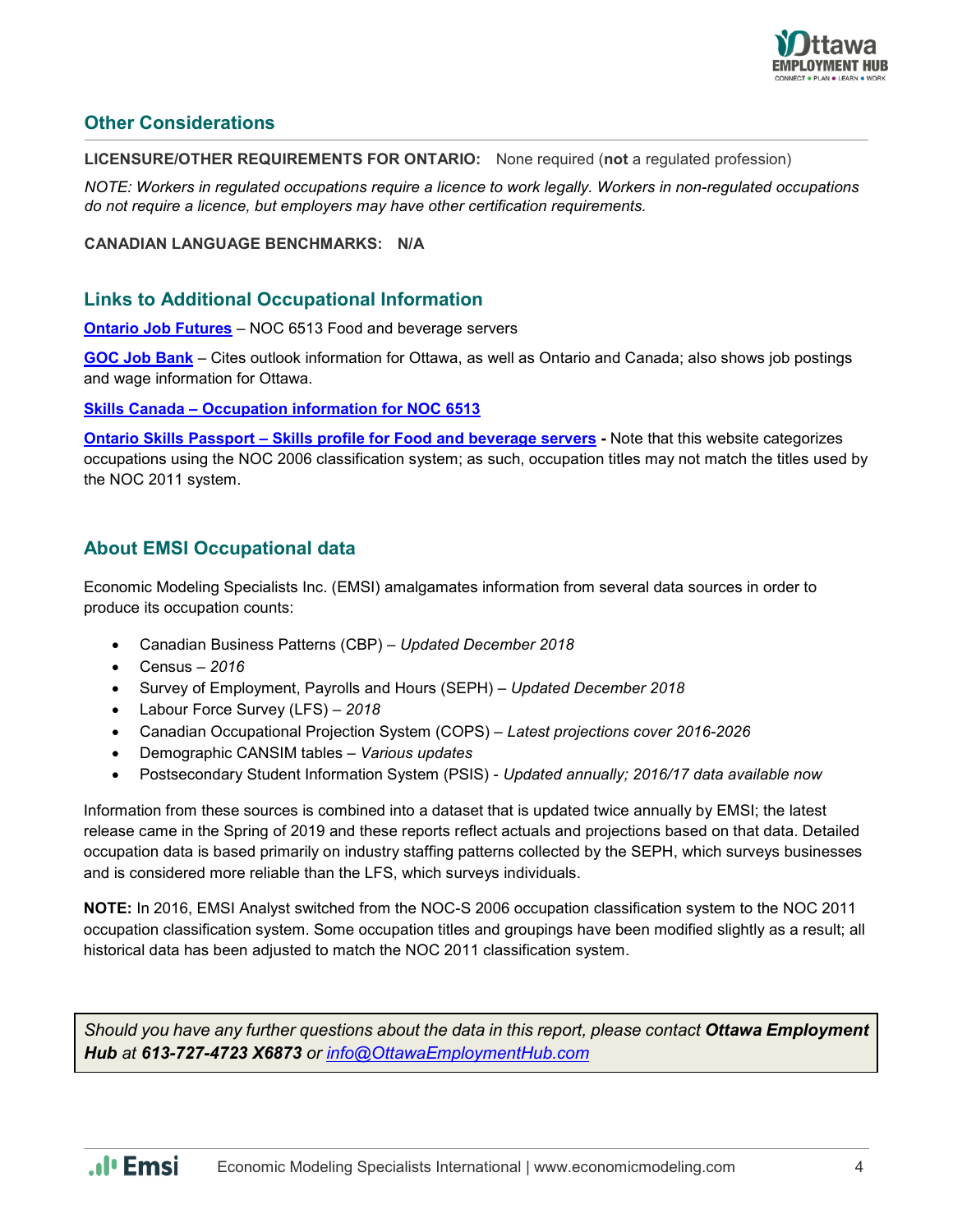## Other Considerations

**LICENSURE/OTHER REQUIREMENTS FOR ONTARIO:** None required (**not** a regulated profession)

*NOTE: Workers in regulated occupations require a licence to work legally. Workers in non-regulated occupations do not require a licence, but employers may have other certification requirements.*

**CANADIAN LANGUAGE BENCHMARKS: N/A**

## Links to Additional Occupational Information

**Ontario Job Futures** – NOC 6513 Food and beverage servers

**GOC Job Bank** – Cites outlook information for Ottawa, as well as Ontario and Canada; also shows job postings and wage information for Ottawa.

**Skills Canada – Occupation information for NOC 6513**

**Ontario Skills Passport – Skills profile for Food and beverage servers** - Note that this website categorizes occupations using the NOC 2006 classification system; as such, occupation titles may not match the titles used by the NOC 2011 system.

## About EMSI Occupational data

Economic Modeling Specialists Inc. (EMSI) amalgamates information from several data sources in order to produce its occupation counts:

- Canadian Business Patterns (CBP) – *Updated December 2018*
- Census – *2016*
- Survey of Employment, Payrolls and Hours (SEPH) – *Updated December 2018*
- Labour Force Survey (LFS) – *2018*
- Canadian Occupational Projection System (COPS) – *Latest projections cover 2016-2026*
- Demographic CANSIM tables – *Various updates*
- Postsecondary Student Information System (PSIS) - *Updated annually; 2016/17 data available now*

Information from these sources is combined into a dataset that is updated twice annually by EMSI; the latest release came in the Spring of 2019 and these reports reflect actuals and projections based on that data. Detailed occupation data is based primarily on industry staffing patterns collected by the SEPH, which surveys businesses and is considered more reliable than the LFS, which surveys individuals.

**NOTE:** In 2016, EMSI Analyst switched from the NOC-S 2006 occupation classification system to the NOC 2011 occupation classification system. Some occupation titles and groupings have been modified slightly as a result; all historical data has been adjusted to match the NOC 2011 classification system.

*Should you have any further questions about the data in this report, please contact **Ottawa Employment Hub** at **613-727-4723 X6873** or info@OttawaEmploymentHub.com*